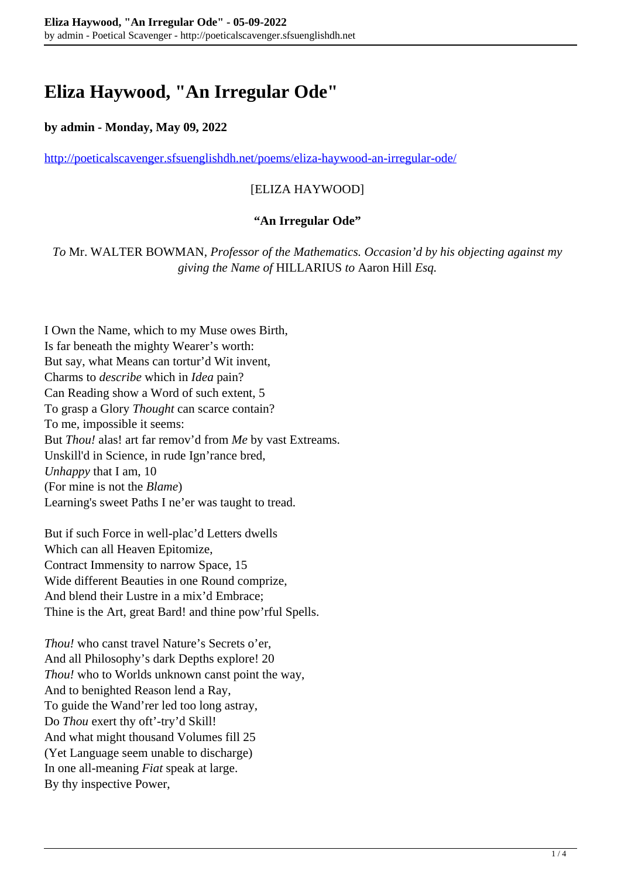# Eliza Haywood, "An Irregular Ode"

**by admin - Monday, May 09, 2022**

http://poeticalscavenger.sfsuenglishdh.net/poems/eliza-haywood-an-irregular-ode/

[ELIZA HAYWOOD]

**"An Irregular Ode"**

*To* Mr. WALTER BOWMAN, *Professor of the Mathematics. Occasion'd by his objecting against my giving the Name of* HILLARIUS *to* Aaron Hill *Esq.*

I Own the Name, which to my Muse owes Birth,
Is far beneath the mighty Wearer's worth:
But say, what Means can tortur'd Wit invent,
Charms to *describe* which in *Idea* pain?
Can Reading show a Word of such extent, 5
To grasp a Glory *Thought* can scarce contain?
To me, impossible it seems:
But *Thou!* alas! art far remov'd from *Me* by vast Extreams.
Unskill'd in Science, in rude Ign'rance bred,
*Unhappy* that I am, 10
(For mine is not the *Blame*)
Learning's sweet Paths I ne'er was taught to tread.

But if such Force in well-plac'd Letters dwells
Which can all Heaven Epitomize,
Contract Immensity to narrow Space, 15
Wide different Beauties in one Round comprize,
And blend their Lustre in a mix'd Embrace;
Thine is the Art, great Bard! and thine pow'rful Spells.

*Thou!* who canst travel Nature's Secrets o'er,
And all Philosophy's dark Depths explore! 20
*Thou!* who to Worlds unknown canst point the way,
And to benighted Reason lend a Ray,
To guide the Wand'rer led too long astray,
Do *Thou* exert thy oft'-try'd Skill!
And what might thousand Volumes fill 25
(Yet Language seem unable to discharge)
In one all-meaning *Fiat* speak at large.
By thy inspective Power,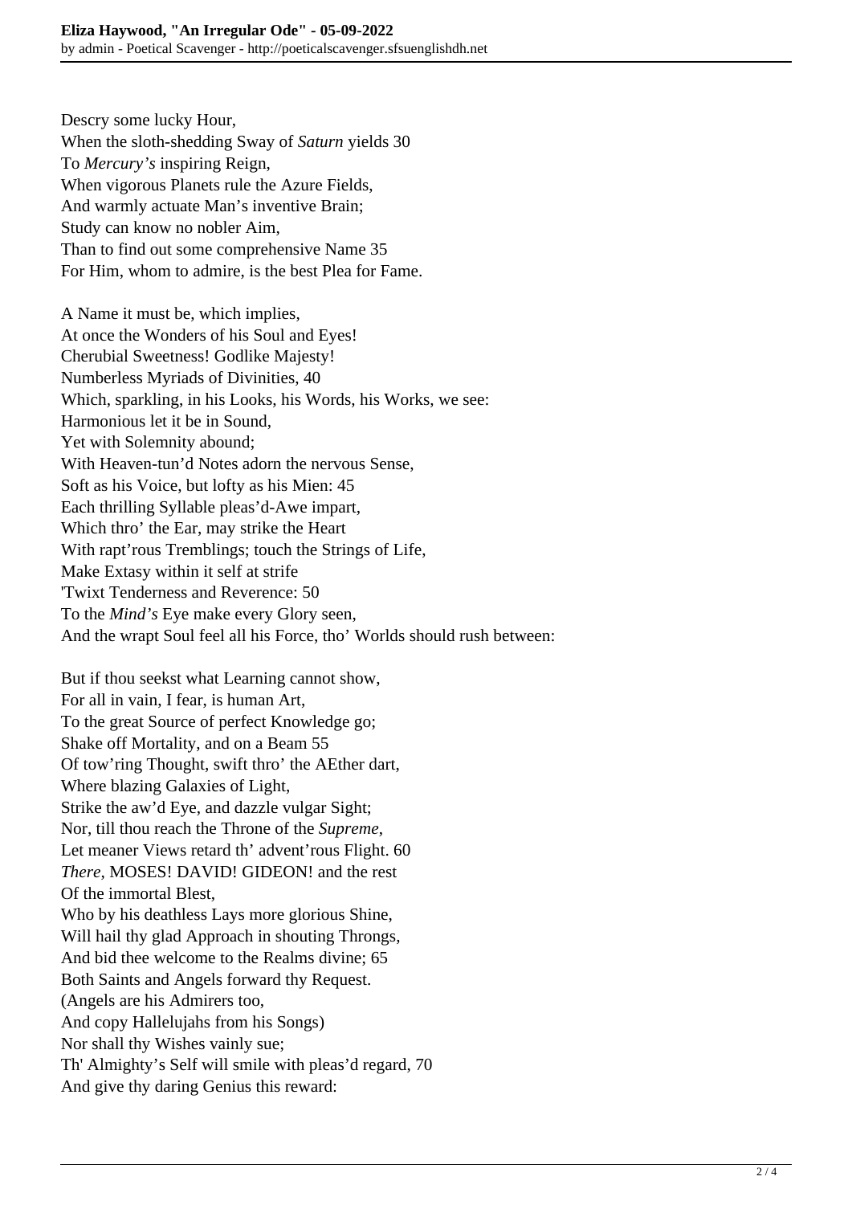Descry some lucky Hour,  
When the sloth-shedding Sway of *Saturn* yields 30  
To *Mercury's* inspiring Reign,  
When vigorous Planets rule the Azure Fields,  
And warmly actuate Man's inventive Brain;  
Study can know no nobler Aim,  
Than to find out some comprehensive Name 35  
For Him, whom to admire, is the best Plea for Fame.

A Name it must be, which implies,  
At once the Wonders of his Soul and Eyes!  
Cherubial Sweetness! Godlike Majesty!  
Numberless Myriads of Divinities, 40  
Which, sparkling, in his Looks, his Words, his Works, we see:  
Harmonious let it be in Sound,  
Yet with Solemnity abound;  
With Heaven-tun'd Notes adorn the nervous Sense,  
Soft as his Voice, but lofty as his Mien: 45  
Each thrilling Syllable pleas'd-Awe impart,  
Which thro' the Ear, may strike the Heart  
With rapt'rous Tremblings; touch the Strings of Life,  
Make Extasy within it self at strife  
'Twixt Tenderness and Reverence: 50  
To the *Mind's* Eye make every Glory seen,  
And the wrapt Soul feel all his Force, tho' Worlds should rush between:

But if thou seekst what Learning cannot show,  
For all in vain, I fear, is human Art,  
To the great Source of perfect Knowledge go;  
Shake off Mortality, and on a Beam 55  
Of tow'ring Thought, swift thro' the AEther dart,  
Where blazing Galaxies of Light,  
Strike the aw'd Eye, and dazzle vulgar Sight;  
Nor, till thou reach the Throne of the *Supreme*,  
Let meaner Views retard th' advent'rous Flight. 60  
*There*, MOSES! DAVID! GIDEON! and the rest  
Of the immortal Blest,  
Who by his deathless Lays more glorious Shine,  
Will hail thy glad Approach in shouting Throngs,  
And bid thee welcome to the Realms divine; 65  
Both Saints and Angels forward thy Request.  
(Angels are his Admirers too,  
And copy Hallelujahs from his Songs)  
Nor shall thy Wishes vainly sue;  
Th' Almighty's Self will smile with pleas'd regard, 70  
And give thy daring Genius this reward: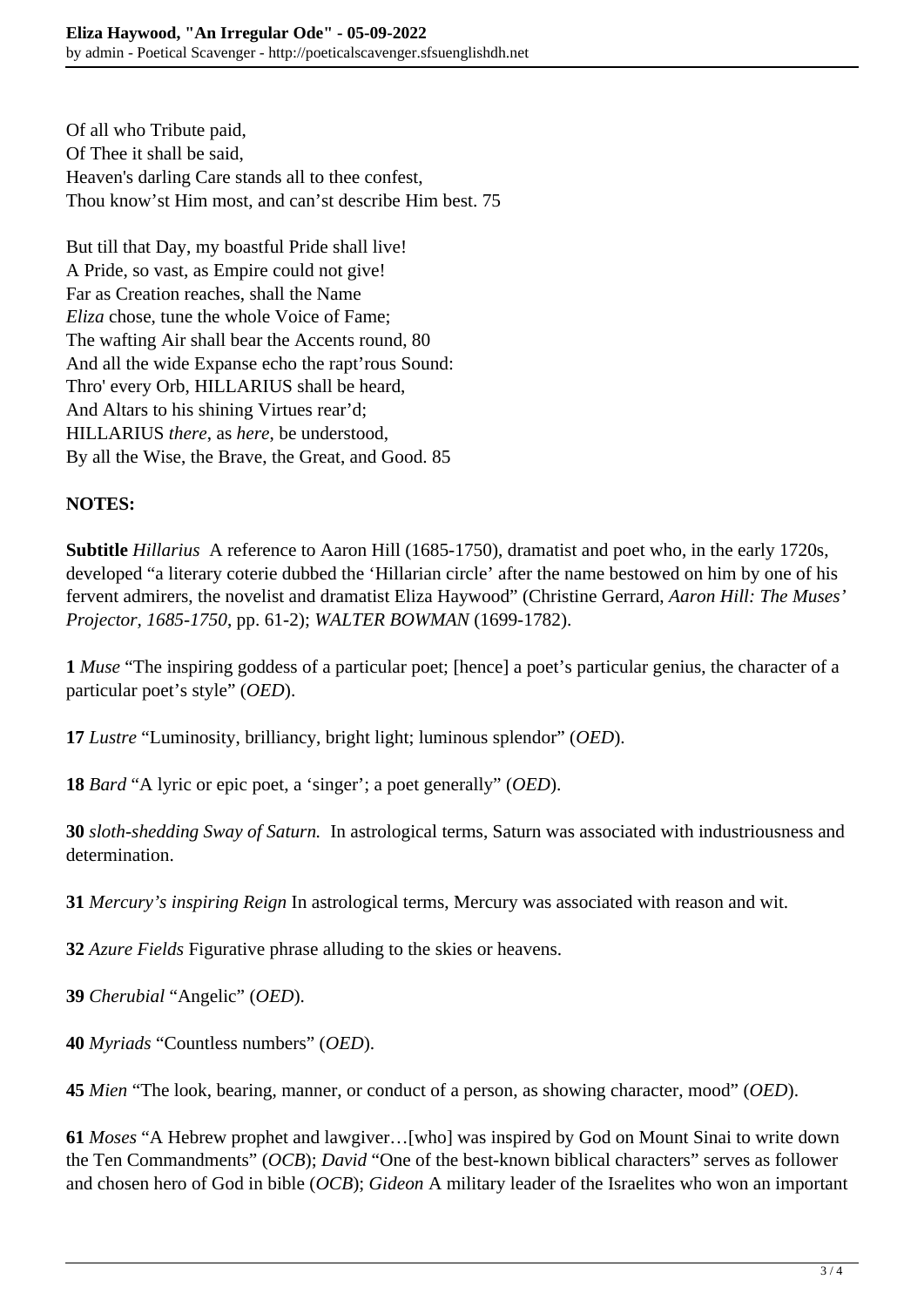Of all who Tribute paid,
Of Thee it shall be said,
Heaven's darling Care stands all to thee confest,
Thou know'st Him most, and can'st describe Him best. 75

But till that Day, my boastful Pride shall live!
A Pride, so vast, as Empire could not give!
Far as Creation reaches, shall the Name
*Eliza* chose, tune the whole Voice of Fame;
The wafting Air shall bear the Accents round, 80
And all the wide Expanse echo the rapt'rous Sound:
Thro' every Orb, HILLARIUS shall be heard,
And Altars to his shining Virtues rear'd;
HILLARIUS *there*, as *here*, be understood,
By all the Wise, the Brave, the Great, and Good. 85

**NOTES:**

**Subtitle** *Hillarius* A reference to Aaron Hill (1685-1750), dramatist and poet who, in the early 1720s, developed "a literary coterie dubbed the 'Hillarian circle' after the name bestowed on him by one of his fervent admirers, the novelist and dramatist Eliza Haywood" (Christine Gerrard, *Aaron Hill: The Muses' Projector, 1685-1750*, pp. 61-2); *WALTER BOWMAN* (1699-1782).

**1** *Muse* "The inspiring goddess of a particular poet; [hence] a poet's particular genius, the character of a particular poet's style" (*OED*).

**17** *Lustre* "Luminosity, brilliancy, bright light; luminous splendor" (*OED*).

**18** *Bard* "A lyric or epic poet, a 'singer'; a poet generally" (*OED*).

**30** *sloth-shedding Sway of Saturn.* In astrological terms, Saturn was associated with industriousness and determination.

**31** *Mercury's inspiring Reign* In astrological terms, Mercury was associated with reason and wit.

**32** *Azure Fields* Figurative phrase alluding to the skies or heavens.

**39** *Cherubial* "Angelic" (*OED*).

**40** *Myriads* "Countless numbers" (*OED*).

**45** *Mien* "The look, bearing, manner, or conduct of a person, as showing character, mood" (*OED*).

**61** *Moses* "A Hebrew prophet and lawgiver…[who] was inspired by God on Mount Sinai to write down the Ten Commandments" (*OCB*); *David* "One of the best-known biblical characters" serves as follower and chosen hero of God in bible (*OCB*); *Gideon* A military leader of the Israelites who won an important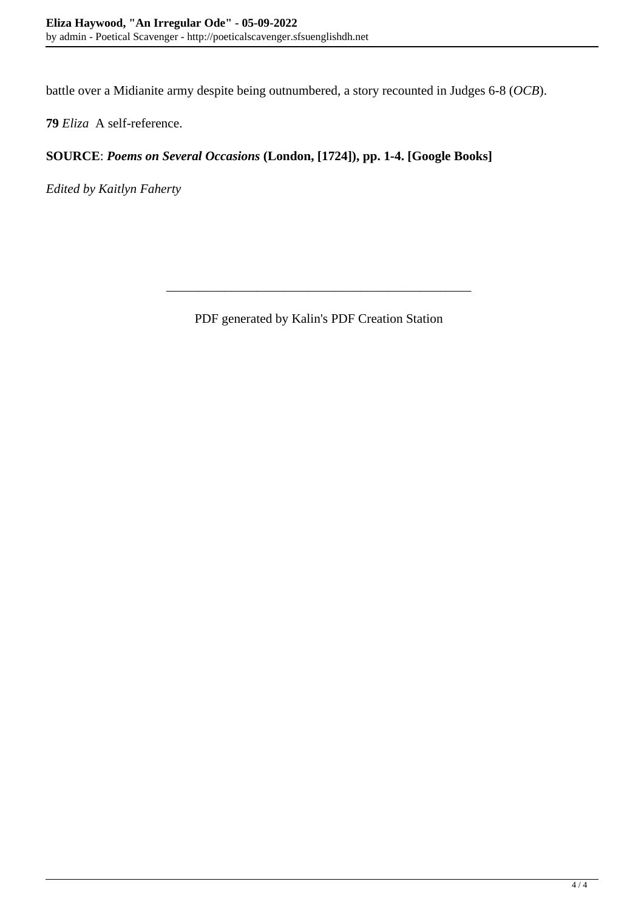battle over a Midianite army despite being outnumbered, a story recounted in Judges 6-8 (*OCB*).

**79** *Eliza* A self-reference.

**SOURCE**: ***Poems on Several Occasions*** **(London, [1724]), pp. 1-4. [Google Books]**

*Edited by Kaitlyn Faherty*

---

PDF generated by Kalin's PDF Creation Station